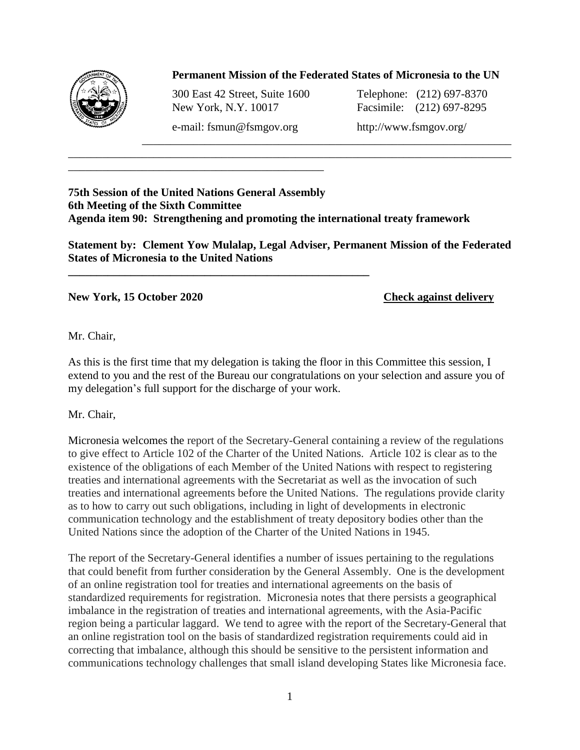**Permanent Mission of the Federated States of Micronesia to the UN**

300 East 42 Street, Suite 1600
New York, N.Y. 10017

Telephone: (212) 697-8370
Facsimile: (212) 697-8295

e-mail: fsmun@fsmgov.org

http://www.fsmgov.org/

**75th Session of the United Nations General Assembly**
**6th Meeting of the Sixth Committee**
**Agenda item 90: Strengthening and promoting the international treaty framework**

**Statement by: Clement Yow Mulalap, Legal Adviser, Permanent Mission of the Federated States of Micronesia to the United Nations**

**New York, 15 October 2020** **Check against delivery**

Mr. Chair,

As this is the first time that my delegation is taking the floor in this Committee this session, I extend to you and the rest of the Bureau our congratulations on your selection and assure you of my delegation's full support for the discharge of your work.

Mr. Chair,

Micronesia welcomes the report of the Secretary-General containing a review of the regulations to give effect to Article 102 of the Charter of the United Nations. Article 102 is clear as to the existence of the obligations of each Member of the United Nations with respect to registering treaties and international agreements with the Secretariat as well as the invocation of such treaties and international agreements before the United Nations. The regulations provide clarity as to how to carry out such obligations, including in light of developments in electronic communication technology and the establishment of treaty depository bodies other than the United Nations since the adoption of the Charter of the United Nations in 1945.

The report of the Secretary-General identifies a number of issues pertaining to the regulations that could benefit from further consideration by the General Assembly. One is the development of an online registration tool for treaties and international agreements on the basis of standardized requirements for registration. Micronesia notes that there persists a geographical imbalance in the registration of treaties and international agreements, with the Asia-Pacific region being a particular laggard. We tend to agree with the report of the Secretary-General that an online registration tool on the basis of standardized registration requirements could aid in correcting that imbalance, although this should be sensitive to the persistent information and communications technology challenges that small island developing States like Micronesia face.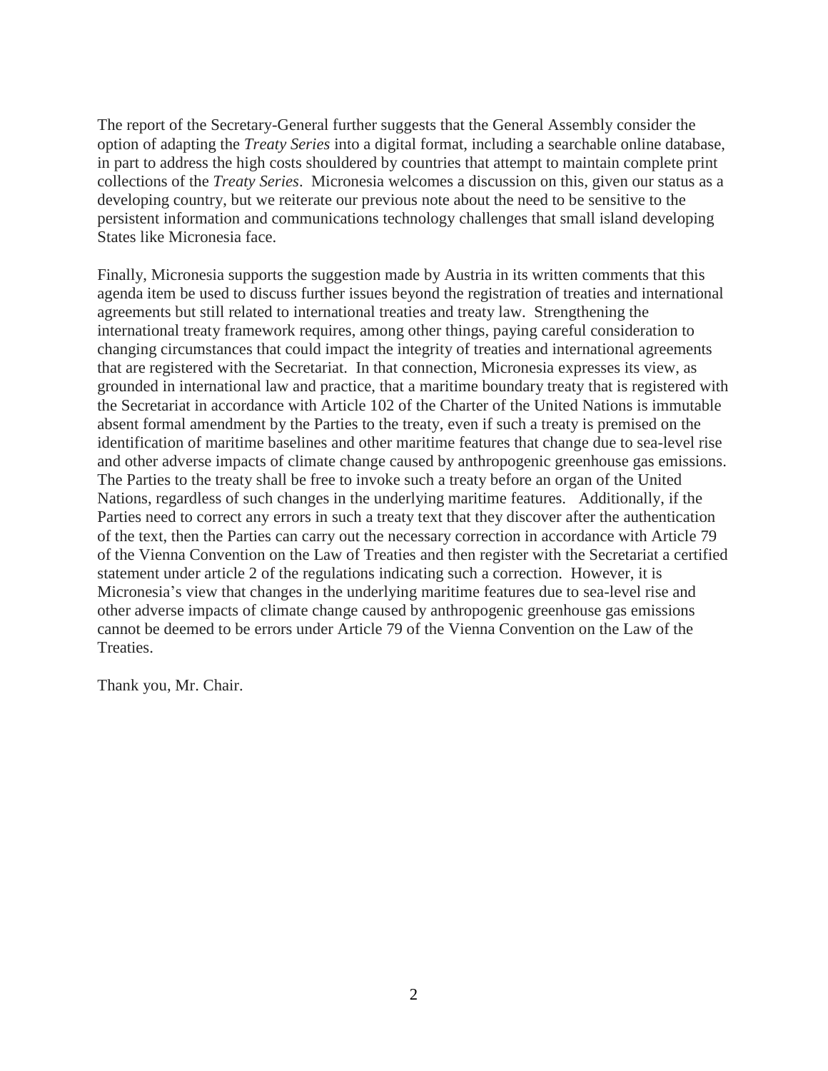The report of the Secretary-General further suggests that the General Assembly consider the option of adapting the *Treaty Series* into a digital format, including a searchable online database, in part to address the high costs shouldered by countries that attempt to maintain complete print collections of the *Treaty Series*. Micronesia welcomes a discussion on this, given our status as a developing country, but we reiterate our previous note about the need to be sensitive to the persistent information and communications technology challenges that small island developing States like Micronesia face.

Finally, Micronesia supports the suggestion made by Austria in its written comments that this agenda item be used to discuss further issues beyond the registration of treaties and international agreements but still related to international treaties and treaty law. Strengthening the international treaty framework requires, among other things, paying careful consideration to changing circumstances that could impact the integrity of treaties and international agreements that are registered with the Secretariat. In that connection, Micronesia expresses its view, as grounded in international law and practice, that a maritime boundary treaty that is registered with the Secretariat in accordance with Article 102 of the Charter of the United Nations is immutable absent formal amendment by the Parties to the treaty, even if such a treaty is premised on the identification of maritime baselines and other maritime features that change due to sea-level rise and other adverse impacts of climate change caused by anthropogenic greenhouse gas emissions. The Parties to the treaty shall be free to invoke such a treaty before an organ of the United Nations, regardless of such changes in the underlying maritime features. Additionally, if the Parties need to correct any errors in such a treaty text that they discover after the authentication of the text, then the Parties can carry out the necessary correction in accordance with Article 79 of the Vienna Convention on the Law of Treaties and then register with the Secretariat a certified statement under article 2 of the regulations indicating such a correction. However, it is Micronesia's view that changes in the underlying maritime features due to sea-level rise and other adverse impacts of climate change caused by anthropogenic greenhouse gas emissions cannot be deemed to be errors under Article 79 of the Vienna Convention on the Law of the Treaties.

Thank you, Mr. Chair.